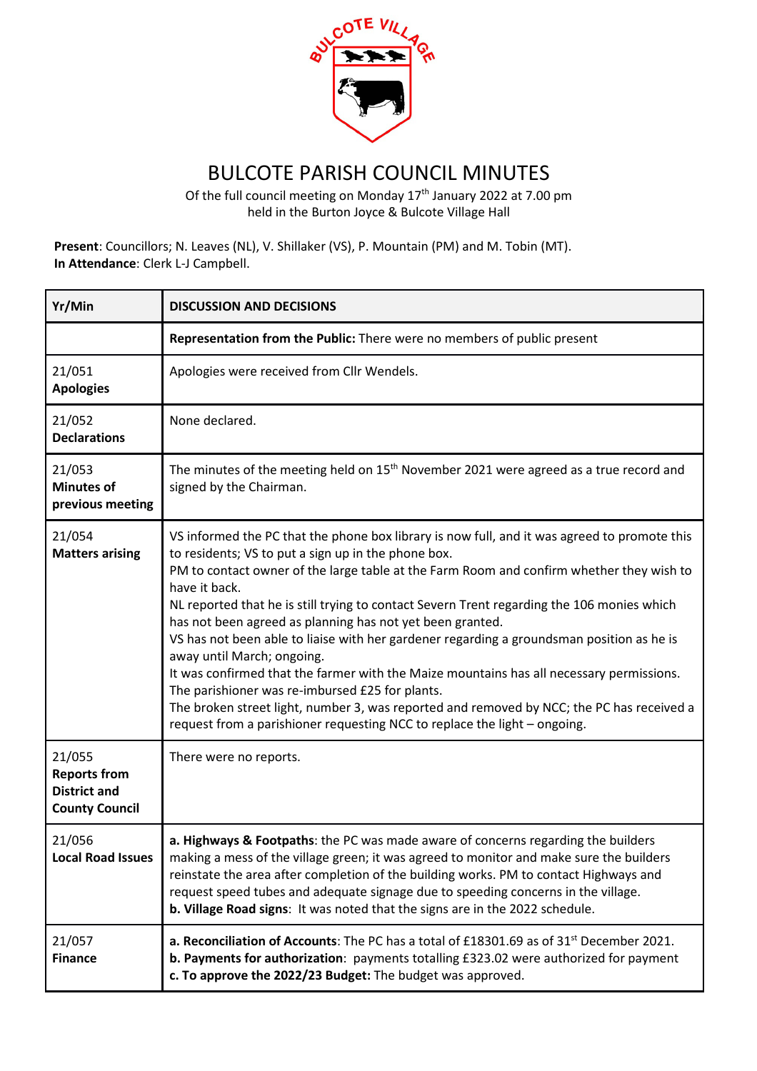# BULCOTE PARISH COUNCIL MINUTES

Of the full council meeting on Monday 17th January 2022 at 7.00 pm
held in the Burton Joyce & Bulcote Village Hall

**Present**: Councillors; N. Leaves (NL), V. Shillaker (VS), P. Mountain (PM) and M. Tobin (MT).
**In Attendance**: Clerk L-J Campbell.

| Yr/Min | DISCUSSION AND DECISIONS |
|---|---|
| | **Representation from the Public:** There were no members of public present |
| 21/051 **Apologies** | Apologies were received from Cllr Wendels. |
| 21/052 **Declarations** | None declared. |
| 21/053 **Minutes of previous meeting** | The minutes of the meeting held on 15th November 2021 were agreed as a true record and signed by the Chairman. |
| 21/054 **Matters arising** | VS informed the PC that the phone box library is now full, and it was agreed to promote this to residents; VS to put a sign up in the phone box.<br>PM to contact owner of the large table at the Farm Room and confirm whether they wish to have it back.<br>NL reported that he is still trying to contact Severn Trent regarding the 106 monies which has not been agreed as planning has not yet been granted.<br>VS has not been able to liaise with her gardener regarding a groundsman position as he is away until March; ongoing.<br>It was confirmed that the farmer with the Maize mountains has all necessary permissions.<br>The parishioner was re-imbursed £25 for plants.<br>The broken street light, number 3, was reported and removed by NCC; the PC has received a request from a parishioner requesting NCC to replace the light – ongoing. |
| 21/055 **Reports from District and County Council** | There were no reports. |
| 21/056 **Local Road Issues** | **a. Highways & Footpaths**: the PC was made aware of concerns regarding the builders making a mess of the village green; it was agreed to monitor and make sure the builders reinstate the area after completion of the building works. PM to contact Highways and request speed tubes and adequate signage due to speeding concerns in the village.<br>**b. Village Road signs**: It was noted that the signs are in the 2022 schedule. |
| 21/057 **Finance** | **a. Reconciliation of Accounts**: The PC has a total of £18301.69 as of 31st December 2021.<br>**b. Payments for authorization**: payments totalling £323.02 were authorized for payment<br>**c. To approve the 2022/23 Budget:** The budget was approved. |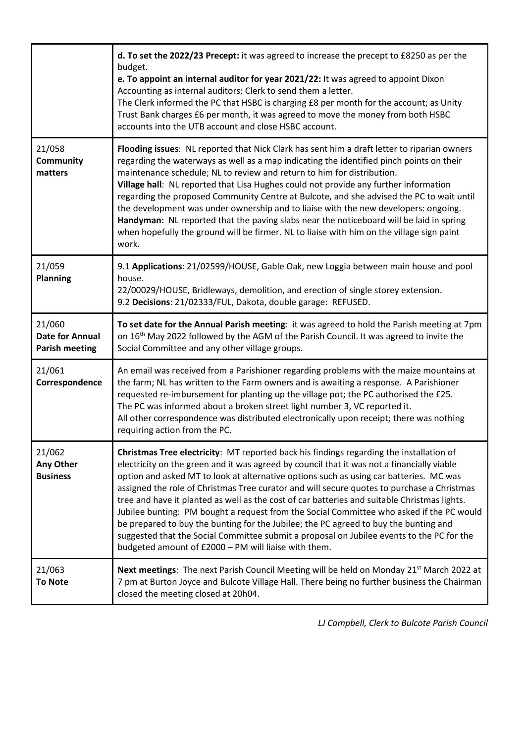| | |
|---|---|
| | **d. To set the 2022/23 Precept:** it was agreed to increase the precept to £8250 as per the budget.<br>**e. To appoint an internal auditor for year 2021/22:** It was agreed to appoint Dixon Accounting as internal auditors; Clerk to send them a letter.<br>The Clerk informed the PC that HSBC is charging £8 per month for the account; as Unity Trust Bank charges £6 per month, it was agreed to move the money from both HSBC accounts into the UTB account and close HSBC account. |
| 21/058<br>**Community matters** | **Flooding issues**: NL reported that Nick Clark has sent him a draft letter to riparian owners regarding the waterways as well as a map indicating the identified pinch points on their maintenance schedule; NL to review and return to him for distribution.<br>**Village hall**: NL reported that Lisa Hughes could not provide any further information regarding the proposed Community Centre at Bulcote, and she advised the PC to wait until the development was under ownership and to liaise with the new developers: ongoing.<br>**Handyman:** NL reported that the paving slabs near the noticeboard will be laid in spring when hopefully the ground will be firmer. NL to liaise with him on the village sign paint work. |
| 21/059<br>**Planning** | 9.1 **Applications**: 21/02599/HOUSE, Gable Oak, new Loggia between main house and pool house.<br>22/00029/HOUSE, Bridleways, demolition, and erection of single storey extension.<br>9.2 **Decisions**: 21/02333/FUL, Dakota, double garage: REFUSED. |
| 21/060<br>**Date for Annual Parish meeting** | **To set date for the Annual Parish meeting**: it was agreed to hold the Parish meeting at 7pm on 16th May 2022 followed by the AGM of the Parish Council. It was agreed to invite the Social Committee and any other village groups. |
| 21/061<br>**Correspondence** | An email was received from a Parishioner regarding problems with the maize mountains at the farm; NL has written to the Farm owners and is awaiting a response. A Parishioner requested re-imbursement for planting up the village pot; the PC authorised the £25.<br>The PC was informed about a broken street light number 3, VC reported it.<br>All other correspondence was distributed electronically upon receipt; there was nothing requiring action from the PC. |
| 21/062<br>**Any Other Business** | **Christmas Tree electricity**: MT reported back his findings regarding the installation of electricity on the green and it was agreed by council that it was not a financially viable option and asked MT to look at alternative options such as using car batteries. MC was assigned the role of Christmas Tree curator and will secure quotes to purchase a Christmas tree and have it planted as well as the cost of car batteries and suitable Christmas lights.<br>Jubilee bunting: PM bought a request from the Social Committee who asked if the PC would be prepared to buy the bunting for the Jubilee; the PC agreed to buy the bunting and suggested that the Social Committee submit a proposal on Jubilee events to the PC for the budgeted amount of £2000 – PM will liaise with them. |
| 21/063<br>**To Note** | **Next meetings**: The next Parish Council Meeting will be held on Monday 21st March 2022 at 7 pm at Burton Joyce and Bulcote Village Hall. There being no further business the Chairman closed the meeting closed at 20h04. |

*LJ Campbell, Clerk to Bulcote Parish Council*